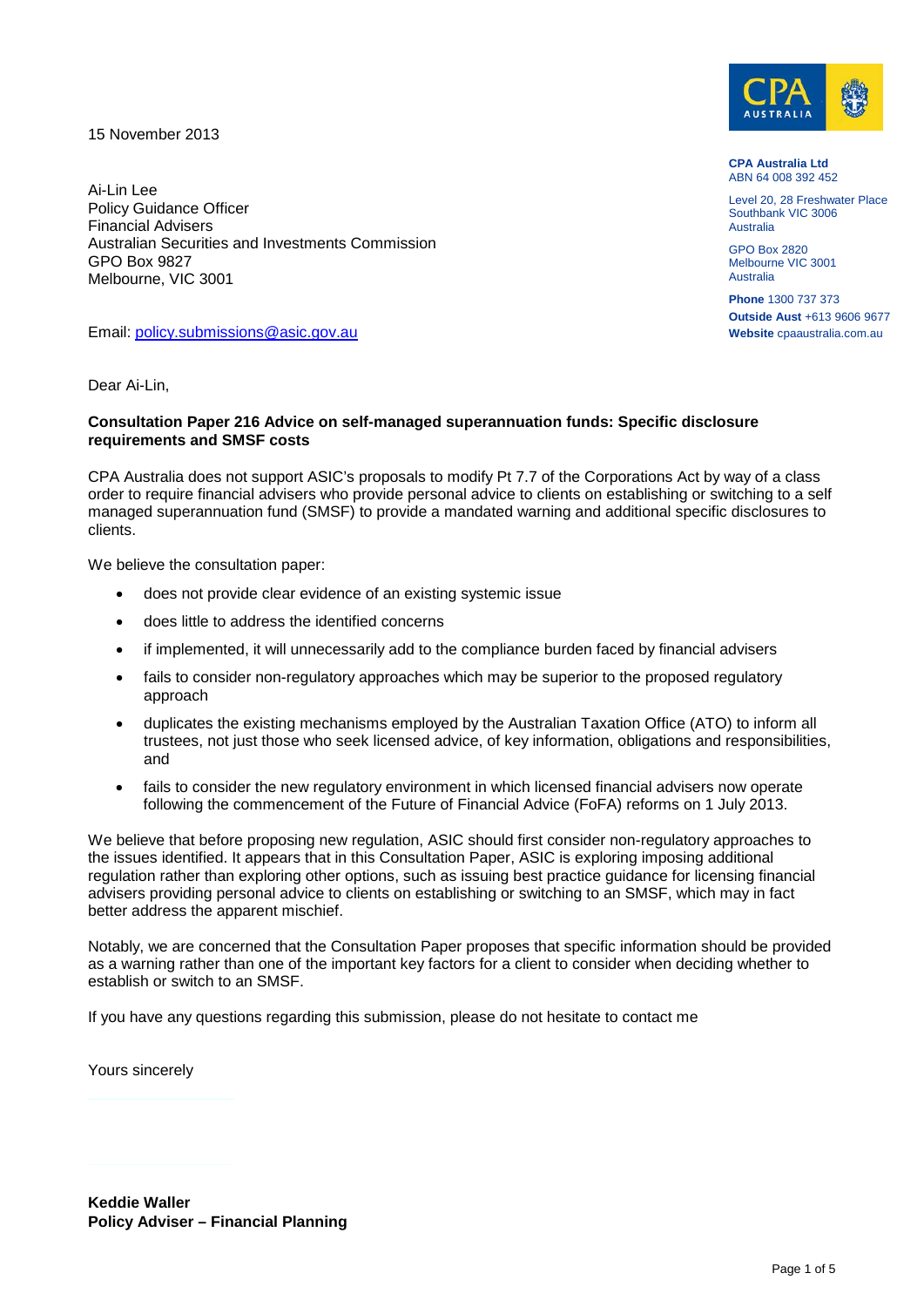15 November 2013

**CPA Australia Ltd**
ABN 64 008 392 452

Level 20, 28 Freshwater Place
Southbank VIC 3006
Australia

GPO Box 2820
Melbourne VIC 3001
Australia

**Phone** 1300 737 373
**Outside Aust** +613 9606 9677
**Website** cpaaustralia.com.au

Ai-Lin Lee
Policy Guidance Officer
Financial Advisers
Australian Securities and Investments Commission
GPO Box 9827
Melbourne, VIC 3001

Email: policy.submissions@asic.gov.au

Dear Ai-Lin,

**Consultation Paper 216 Advice on self-managed superannuation funds: Specific disclosure requirements and SMSF costs**

CPA Australia does not support ASIC's proposals to modify Pt 7.7 of the Corporations Act by way of a class order to require financial advisers who provide personal advice to clients on establishing or switching to a self managed superannuation fund (SMSF) to provide a mandated warning and additional specific disclosures to clients.

We believe the consultation paper:

- does not provide clear evidence of an existing systemic issue
- does little to address the identified concerns
- if implemented, it will unnecessarily add to the compliance burden faced by financial advisers
- fails to consider non-regulatory approaches which may be superior to the proposed regulatory approach
- duplicates the existing mechanisms employed by the Australian Taxation Office (ATO) to inform all trustees, not just those who seek licensed advice, of key information, obligations and responsibilities, and
- fails to consider the new regulatory environment in which licensed financial advisers now operate following the commencement of the Future of Financial Advice (FoFA) reforms on 1 July 2013.

We believe that before proposing new regulation, ASIC should first consider non-regulatory approaches to the issues identified. It appears that in this Consultation Paper, ASIC is exploring imposing additional regulation rather than exploring other options, such as issuing best practice guidance for licensing financial advisers providing personal advice to clients on establishing or switching to an SMSF, which may in fact better address the apparent mischief.

Notably, we are concerned that the Consultation Paper proposes that specific information should be provided as a warning rather than one of the important key factors for a client to consider when deciding whether to establish or switch to an SMSF.

If you have any questions regarding this submission, please do not hesitate to contact me

Yours sincerely

**Keddie Waller**
**Policy Adviser – Financial Planning**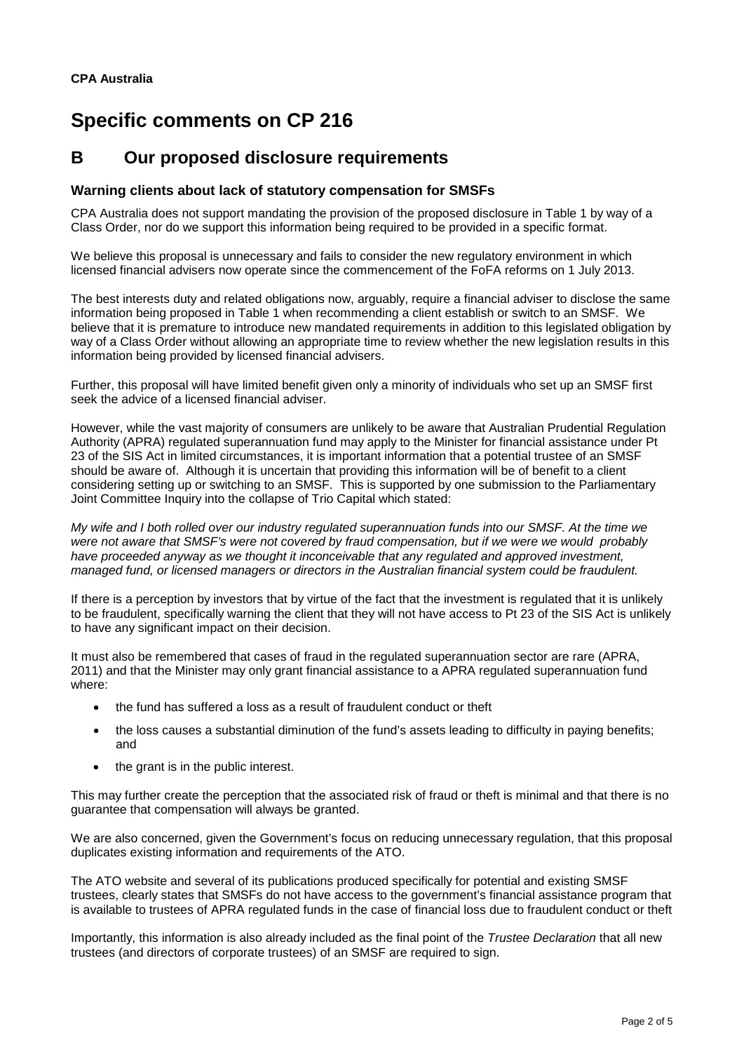**CPA Australia**

# Specific comments on CP 216

## B Our proposed disclosure requirements

### Warning clients about lack of statutory compensation for SMSFs

CPA Australia does not support mandating the provision of the proposed disclosure in Table 1 by way of a Class Order, nor do we support this information being required to be provided in a specific format.

We believe this proposal is unnecessary and fails to consider the new regulatory environment in which licensed financial advisers now operate since the commencement of the FoFA reforms on 1 July 2013.

The best interests duty and related obligations now, arguably, require a financial adviser to disclose the same information being proposed in Table 1 when recommending a client establish or switch to an SMSF. We believe that it is premature to introduce new mandated requirements in addition to this legislated obligation by way of a Class Order without allowing an appropriate time to review whether the new legislation results in this information being provided by licensed financial advisers.

Further, this proposal will have limited benefit given only a minority of individuals who set up an SMSF first seek the advice of a licensed financial adviser.

However, while the vast majority of consumers are unlikely to be aware that Australian Prudential Regulation Authority (APRA) regulated superannuation fund may apply to the Minister for financial assistance under Pt 23 of the SIS Act in limited circumstances, it is important information that a potential trustee of an SMSF should be aware of. Although it is uncertain that providing this information will be of benefit to a client considering setting up or switching to an SMSF. This is supported by one submission to the Parliamentary Joint Committee Inquiry into the collapse of Trio Capital which stated:

*My wife and I both rolled over our industry regulated superannuation funds into our SMSF. At the time we were not aware that SMSF's were not covered by fraud compensation, but if we were we would probably have proceeded anyway as we thought it inconceivable that any regulated and approved investment, managed fund, or licensed managers or directors in the Australian financial system could be fraudulent.*

If there is a perception by investors that by virtue of the fact that the investment is regulated that it is unlikely to be fraudulent, specifically warning the client that they will not have access to Pt 23 of the SIS Act is unlikely to have any significant impact on their decision.

It must also be remembered that cases of fraud in the regulated superannuation sector are rare (APRA, 2011) and that the Minister may only grant financial assistance to a APRA regulated superannuation fund where:

- the fund has suffered a loss as a result of fraudulent conduct or theft
- the loss causes a substantial diminution of the fund's assets leading to difficulty in paying benefits; and
- the grant is in the public interest.

This may further create the perception that the associated risk of fraud or theft is minimal and that there is no guarantee that compensation will always be granted.

We are also concerned, given the Government's focus on reducing unnecessary regulation, that this proposal duplicates existing information and requirements of the ATO.

The ATO website and several of its publications produced specifically for potential and existing SMSF trustees, clearly states that SMSFs do not have access to the government's financial assistance program that is available to trustees of APRA regulated funds in the case of financial loss due to fraudulent conduct or theft

Importantly, this information is also already included as the final point of the *Trustee Declaration* that all new trustees (and directors of corporate trustees) of an SMSF are required to sign.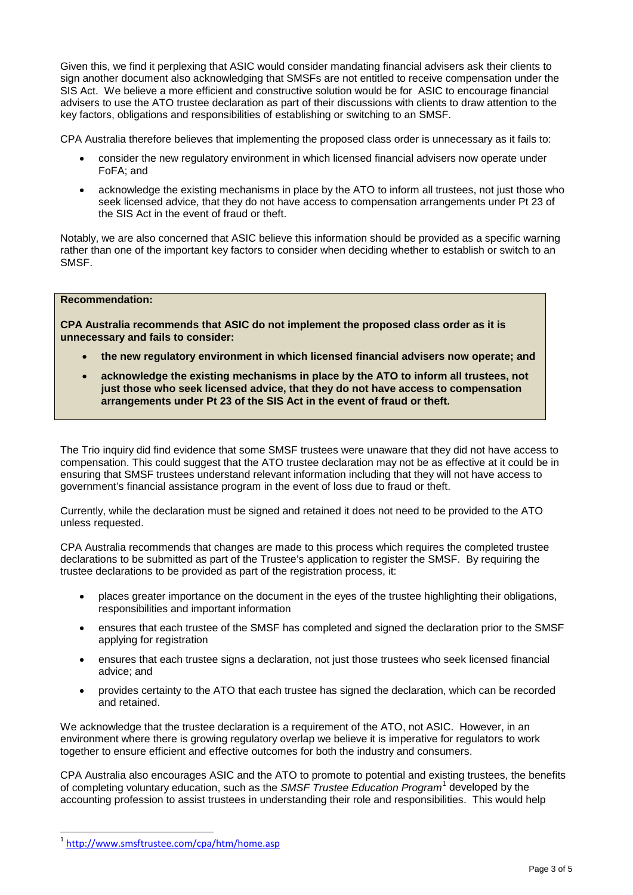Given this, we find it perplexing that ASIC would consider mandating financial advisers ask their clients to sign another document also acknowledging that SMSFs are not entitled to receive compensation under the SIS Act. We believe a more efficient and constructive solution would be for ASIC to encourage financial advisers to use the ATO trustee declaration as part of their discussions with clients to draw attention to the key factors, obligations and responsibilities of establishing or switching to an SMSF.

CPA Australia therefore believes that implementing the proposed class order is unnecessary as it fails to:

- consider the new regulatory environment in which licensed financial advisers now operate under FoFA; and
- acknowledge the existing mechanisms in place by the ATO to inform all trustees, not just those who seek licensed advice, that they do not have access to compensation arrangements under Pt 23 of the SIS Act in the event of fraud or theft.

Notably, we are also concerned that ASIC believe this information should be provided as a specific warning rather than one of the important key factors to consider when deciding whether to establish or switch to an SMSF.

**Recommendation:**

**CPA Australia recommends that ASIC do not implement the proposed class order as it is unnecessary and fails to consider:**

- **the new regulatory environment in which licensed financial advisers now operate; and**
- **acknowledge the existing mechanisms in place by the ATO to inform all trustees, not just those who seek licensed advice, that they do not have access to compensation arrangements under Pt 23 of the SIS Act in the event of fraud or theft.**

The Trio inquiry did find evidence that some SMSF trustees were unaware that they did not have access to compensation. This could suggest that the ATO trustee declaration may not be as effective at it could be in ensuring that SMSF trustees understand relevant information including that they will not have access to government's financial assistance program in the event of loss due to fraud or theft.

Currently, while the declaration must be signed and retained it does not need to be provided to the ATO unless requested.

CPA Australia recommends that changes are made to this process which requires the completed trustee declarations to be submitted as part of the Trustee's application to register the SMSF. By requiring the trustee declarations to be provided as part of the registration process, it:

- places greater importance on the document in the eyes of the trustee highlighting their obligations, responsibilities and important information
- ensures that each trustee of the SMSF has completed and signed the declaration prior to the SMSF applying for registration
- ensures that each trustee signs a declaration, not just those trustees who seek licensed financial advice; and
- provides certainty to the ATO that each trustee has signed the declaration, which can be recorded and retained.

We acknowledge that the trustee declaration is a requirement of the ATO, not ASIC. However, in an environment where there is growing regulatory overlap we believe it is imperative for regulators to work together to ensure efficient and effective outcomes for both the industry and consumers.

CPA Australia also encourages ASIC and the ATO to promote to potential and existing trustees, the benefits of completing voluntary education, such as the *SMSF Trustee Education Program*[1] developed by the accounting profession to assist trustees in understanding their role and responsibilities. This would help

[1] http://www.smsftrustee.com/cpa/htm/home.asp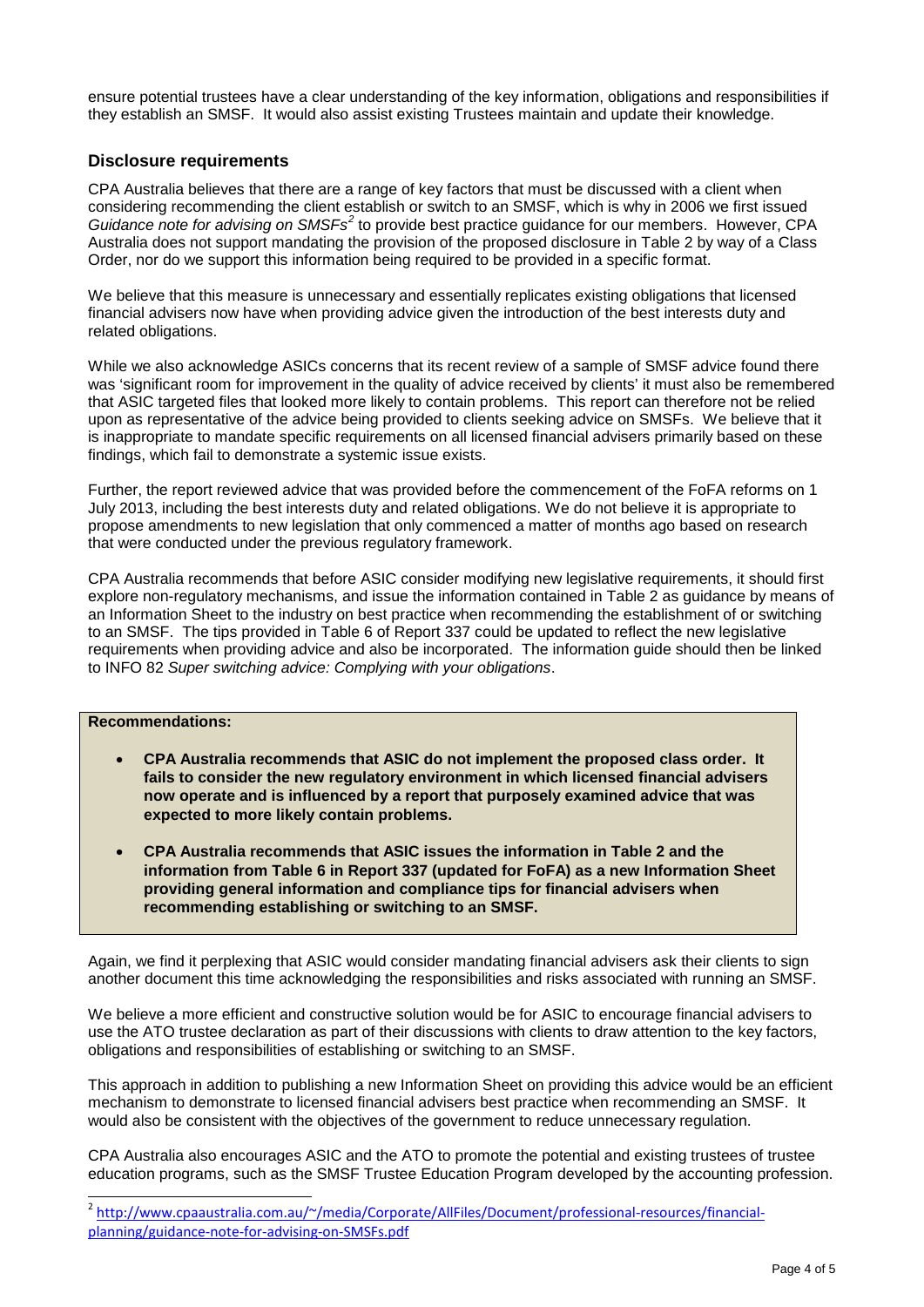ensure potential trustees have a clear understanding of the key information, obligations and responsibilities if they establish an SMSF. It would also assist existing Trustees maintain and update their knowledge.

## Disclosure requirements

CPA Australia believes that there are a range of key factors that must be discussed with a client when considering recommending the client establish or switch to an SMSF, which is why in 2006 we first issued *Guidance note for advising on SMSFs*[2] to provide best practice guidance for our members. However, CPA Australia does not support mandating the provision of the proposed disclosure in Table 2 by way of a Class Order, nor do we support this information being required to be provided in a specific format.

We believe that this measure is unnecessary and essentially replicates existing obligations that licensed financial advisers now have when providing advice given the introduction of the best interests duty and related obligations.

While we also acknowledge ASICs concerns that its recent review of a sample of SMSF advice found there was 'significant room for improvement in the quality of advice received by clients' it must also be remembered that ASIC targeted files that looked more likely to contain problems. This report can therefore not be relied upon as representative of the advice being provided to clients seeking advice on SMSFs. We believe that it is inappropriate to mandate specific requirements on all licensed financial advisers primarily based on these findings, which fail to demonstrate a systemic issue exists.

Further, the report reviewed advice that was provided before the commencement of the FoFA reforms on 1 July 2013, including the best interests duty and related obligations. We do not believe it is appropriate to propose amendments to new legislation that only commenced a matter of months ago based on research that were conducted under the previous regulatory framework.

CPA Australia recommends that before ASIC consider modifying new legislative requirements, it should first explore non-regulatory mechanisms, and issue the information contained in Table 2 as guidance by means of an Information Sheet to the industry on best practice when recommending the establishment of or switching to an SMSF. The tips provided in Table 6 of Report 337 could be updated to reflect the new legislative requirements when providing advice and also be incorporated. The information guide should then be linked to INFO 82 *Super switching advice: Complying with your obligations*.

**Recommendations:**

- **CPA Australia recommends that ASIC do not implement the proposed class order. It fails to consider the new regulatory environment in which licensed financial advisers now operate and is influenced by a report that purposely examined advice that was expected to more likely contain problems.**
- **CPA Australia recommends that ASIC issues the information in Table 2 and the information from Table 6 in Report 337 (updated for FoFA) as a new Information Sheet providing general information and compliance tips for financial advisers when recommending establishing or switching to an SMSF.**

Again, we find it perplexing that ASIC would consider mandating financial advisers ask their clients to sign another document this time acknowledging the responsibilities and risks associated with running an SMSF.

We believe a more efficient and constructive solution would be for ASIC to encourage financial advisers to use the ATO trustee declaration as part of their discussions with clients to draw attention to the key factors, obligations and responsibilities of establishing or switching to an SMSF.

This approach in addition to publishing a new Information Sheet on providing this advice would be an efficient mechanism to demonstrate to licensed financial advisers best practice when recommending an SMSF. It would also be consistent with the objectives of the government to reduce unnecessary regulation.

CPA Australia also encourages ASIC and the ATO to promote the potential and existing trustees of trustee education programs, such as the SMSF Trustee Education Program developed by the accounting profession.

[2] http://www.cpaaustralia.com.au/~/media/Corporate/AllFiles/Document/professional-resources/financial-planning/guidance-note-for-advising-on-SMSFs.pdf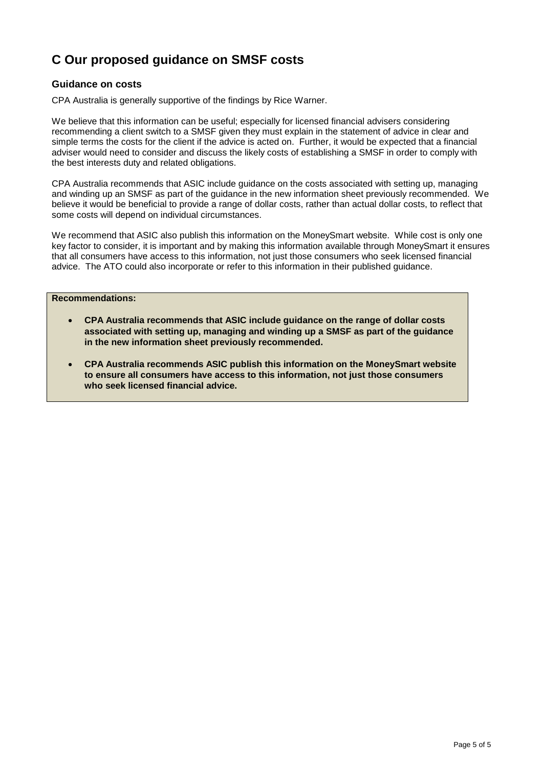# C Our proposed guidance on SMSF costs

## Guidance on costs

CPA Australia is generally supportive of the findings by Rice Warner.

We believe that this information can be useful; especially for licensed financial advisers considering recommending a client switch to a SMSF given they must explain in the statement of advice in clear and simple terms the costs for the client if the advice is acted on. Further, it would be expected that a financial adviser would need to consider and discuss the likely costs of establishing a SMSF in order to comply with the best interests duty and related obligations.

CPA Australia recommends that ASIC include guidance on the costs associated with setting up, managing and winding up an SMSF as part of the guidance in the new information sheet previously recommended. We believe it would be beneficial to provide a range of dollar costs, rather than actual dollar costs, to reflect that some costs will depend on individual circumstances.

We recommend that ASIC also publish this information on the MoneySmart website. While cost is only one key factor to consider, it is important and by making this information available through MoneySmart it ensures that all consumers have access to this information, not just those consumers who seek licensed financial advice. The ATO could also incorporate or refer to this information in their published guidance.

**Recommendations:**

- **CPA Australia recommends that ASIC include guidance on the range of dollar costs associated with setting up, managing and winding up a SMSF as part of the guidance in the new information sheet previously recommended.**
- **CPA Australia recommends ASIC publish this information on the MoneySmart website to ensure all consumers have access to this information, not just those consumers who seek licensed financial advice.**